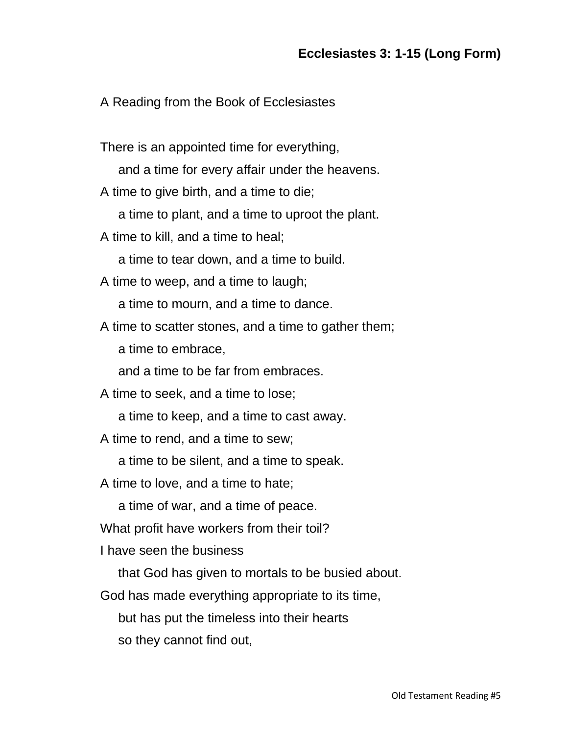**Ecclesiastes 3: 1-15 (Long Form)**

A Reading from the Book of Ecclesiastes

There is an appointed time for everything,
and a time for every affair under the heavens.
A time to give birth, and a time to die;
a time to plant, and a time to uproot the plant.
A time to kill, and a time to heal;
a time to tear down, and a time to build.
A time to weep, and a time to laugh;
a time to mourn, and a time to dance.
A time to scatter stones, and a time to gather them;
a time to embrace,
and a time to be far from embraces.
A time to seek, and a time to lose;
a time to keep, and a time to cast away.
A time to rend, and a time to sew;
a time to be silent, and a time to speak.
A time to love, and a time to hate;
a time of war, and a time of peace.
What profit have workers from their toil?
I have seen the business
that God has given to mortals to be busied about.
God has made everything appropriate to its time,
but has put the timeless into their hearts
so they cannot find out,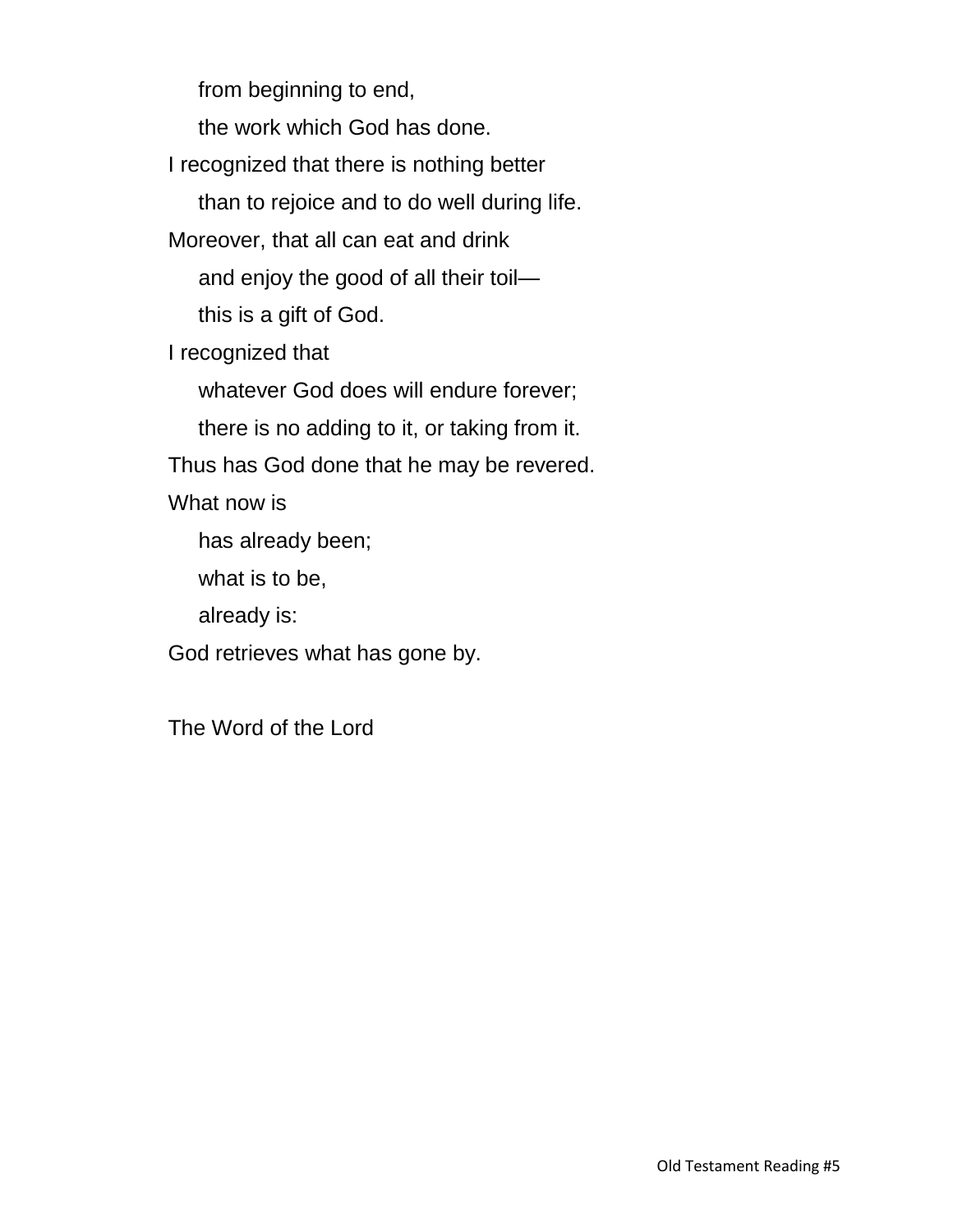from beginning to end,
the work which God has done.
I recognized that there is nothing better
than to rejoice and to do well during life.
Moreover, that all can eat and drink
and enjoy the good of all their toil—
this is a gift of God.
I recognized that
whatever God does will endure forever;
there is no adding to it, or taking from it.
Thus has God done that he may be revered.
What now is
has already been;
what is to be,
already is:
God retrieves what has gone by.

The Word of the Lord